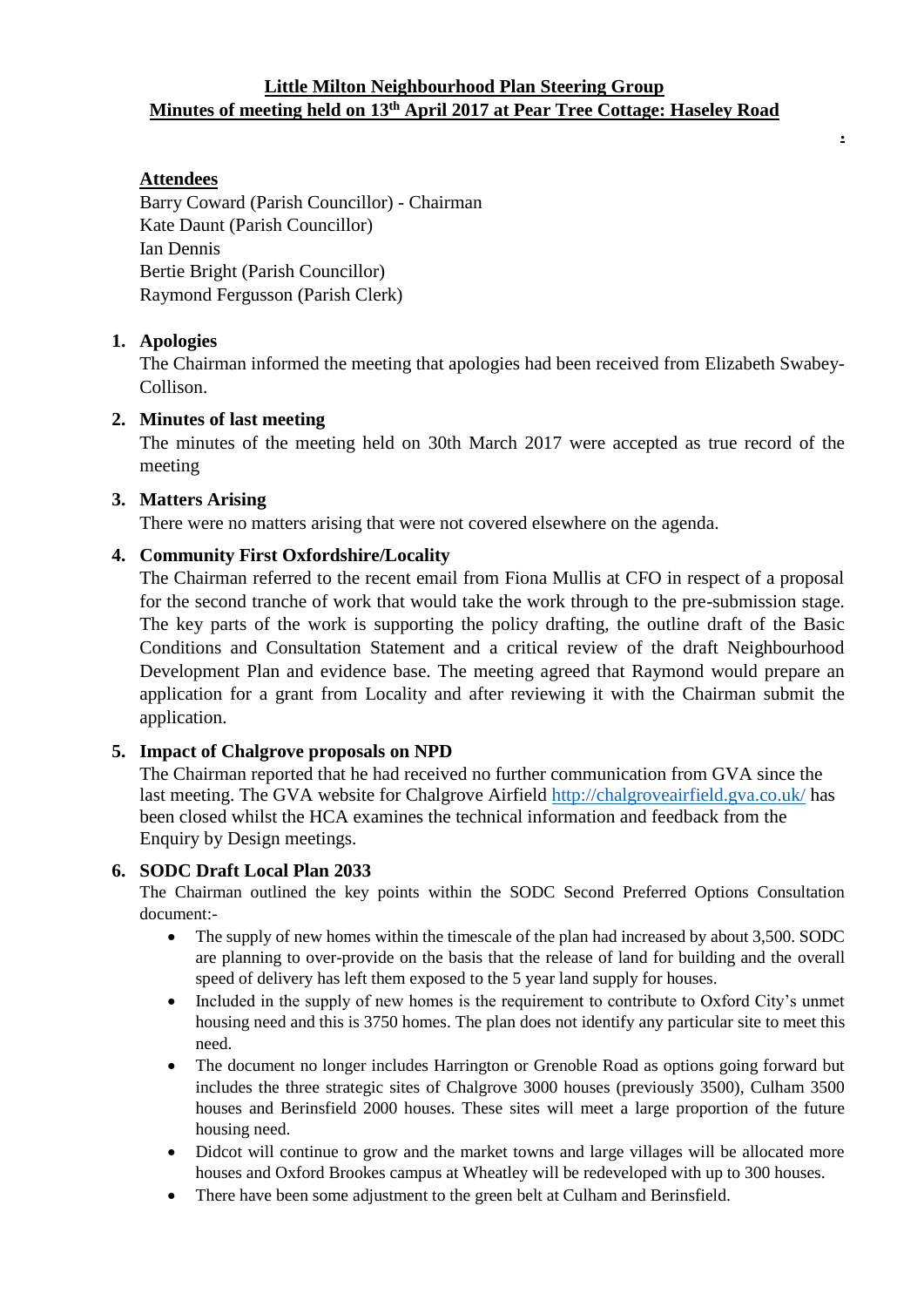# Little Milton Neighbourhood Plan Steering Group
## Minutes of meeting held on 13th April 2017 at Pear Tree Cottage: Haseley Road

.

**Attendees**

Barry Coward (Parish Councillor) - Chairman
Kate Daunt (Parish Councillor)
Ian Dennis
Bertie Bright (Parish Councillor)
Raymond Fergusson (Parish Clerk)

1. **Apologies**
   The Chairman informed the meeting that apologies had been received from Elizabeth Swabey-Collison.

2. **Minutes of last meeting**
   The minutes of the meeting held on 30th March 2017 were accepted as true record of the meeting

3. **Matters Arising**
   There were no matters arising that were not covered elsewhere on the agenda.

4. **Community First Oxfordshire/Locality**
   The Chairman referred to the recent email from Fiona Mullis at CFO in respect of a proposal for the second tranche of work that would take the work through to the pre-submission stage. The key parts of the work is supporting the policy drafting, the outline draft of the Basic Conditions and Consultation Statement and a critical review of the draft Neighbourhood Development Plan and evidence base. The meeting agreed that Raymond would prepare an application for a grant from Locality and after reviewing it with the Chairman submit the application.

5. **Impact of Chalgrove proposals on NPD**
   The Chairman reported that he had received no further communication from GVA since the last meeting. The GVA website for Chalgrove Airfield http://chalgroveairfield.gva.co.uk/ has been closed whilst the HCA examines the technical information and feedback from the Enquiry by Design meetings.

6. **SODC Draft Local Plan 2033**
   The Chairman outlined the key points within the SODC Second Preferred Options Consultation document:-
   - The supply of new homes within the timescale of the plan had increased by about 3,500. SODC are planning to over-provide on the basis that the release of land for building and the overall speed of delivery has left them exposed to the 5 year land supply for houses.
   - Included in the supply of new homes is the requirement to contribute to Oxford City's unmet housing need and this is 3750 homes. The plan does not identify any particular site to meet this need.
   - The document no longer includes Harrington or Grenoble Road as options going forward but includes the three strategic sites of Chalgrove 3000 houses (previously 3500), Culham 3500 houses and Berinsfield 2000 houses. These sites will meet a large proportion of the future housing need.
   - Didcot will continue to grow and the market towns and large villages will be allocated more houses and Oxford Brookes campus at Wheatley will be redeveloped with up to 300 houses.
   - There have been some adjustment to the green belt at Culham and Berinsfield.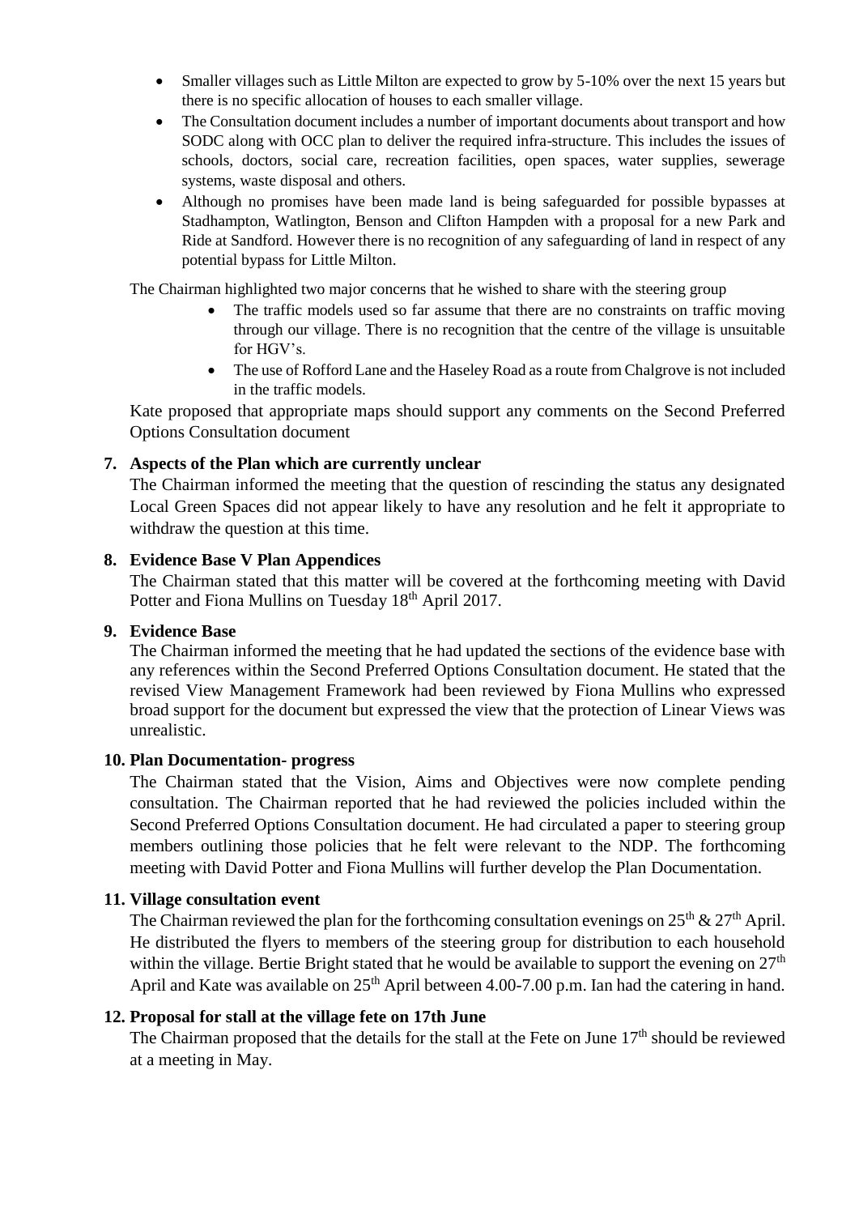- Smaller villages such as Little Milton are expected to grow by 5-10% over the next 15 years but there is no specific allocation of houses to each smaller village.
- The Consultation document includes a number of important documents about transport and how SODC along with OCC plan to deliver the required infra-structure. This includes the issues of schools, doctors, social care, recreation facilities, open spaces, water supplies, sewerage systems, waste disposal and others.
- Although no promises have been made land is being safeguarded for possible bypasses at Stadhampton, Watlington, Benson and Clifton Hampden with a proposal for a new Park and Ride at Sandford. However there is no recognition of any safeguarding of land in respect of any potential bypass for Little Milton.

The Chairman highlighted two major concerns that he wished to share with the steering group

- The traffic models used so far assume that there are no constraints on traffic moving through our village. There is no recognition that the centre of the village is unsuitable for HGV's.
- The use of Rofford Lane and the Haseley Road as a route from Chalgrove is not included in the traffic models.

Kate proposed that appropriate maps should support any comments on the Second Preferred Options Consultation document

**7. Aspects of the Plan which are currently unclear**

The Chairman informed the meeting that the question of rescinding the status any designated Local Green Spaces did not appear likely to have any resolution and he felt it appropriate to withdraw the question at this time.

**8. Evidence Base V Plan Appendices**

The Chairman stated that this matter will be covered at the forthcoming meeting with David Potter and Fiona Mullins on Tuesday 18th April 2017.

**9. Evidence Base**

The Chairman informed the meeting that he had updated the sections of the evidence base with any references within the Second Preferred Options Consultation document. He stated that the revised View Management Framework had been reviewed by Fiona Mullins who expressed broad support for the document but expressed the view that the protection of Linear Views was unrealistic.

**10. Plan Documentation- progress**

The Chairman stated that the Vision, Aims and Objectives were now complete pending consultation. The Chairman reported that he had reviewed the policies included within the Second Preferred Options Consultation document. He had circulated a paper to steering group members outlining those policies that he felt were relevant to the NDP. The forthcoming meeting with David Potter and Fiona Mullins will further develop the Plan Documentation.

**11. Village consultation event**

The Chairman reviewed the plan for the forthcoming consultation evenings on 25th & 27th April. He distributed the flyers to members of the steering group for distribution to each household within the village. Bertie Bright stated that he would be available to support the evening on 27th April and Kate was available on 25th April between 4.00-7.00 p.m. Ian had the catering in hand.

**12. Proposal for stall at the village fete on 17th June**

The Chairman proposed that the details for the stall at the Fete on June 17th should be reviewed at a meeting in May.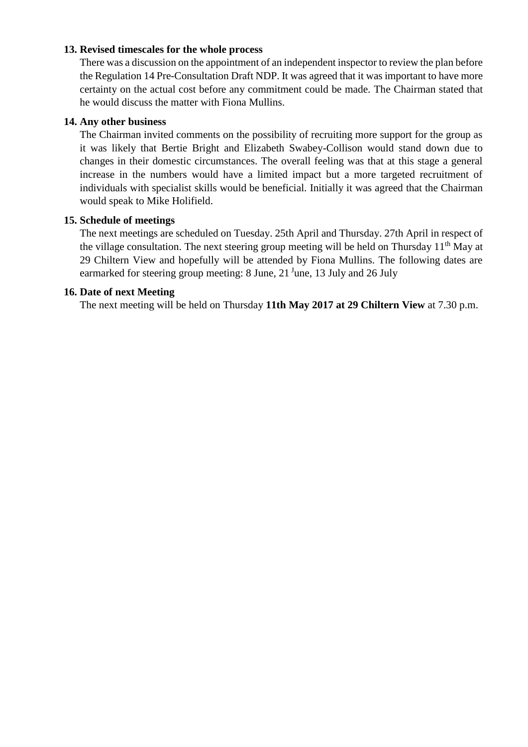**13. Revised timescales for the whole process**

There was a discussion on the appointment of an independent inspector to review the plan before the Regulation 14 Pre-Consultation Draft NDP. It was agreed that it was important to have more certainty on the actual cost before any commitment could be made. The Chairman stated that he would discuss the matter with Fiona Mullins.

**14. Any other business**

The Chairman invited comments on the possibility of recruiting more support for the group as it was likely that Bertie Bright and Elizabeth Swabey-Collison would stand down due to changes in their domestic circumstances. The overall feeling was that at this stage a general increase in the numbers would have a limited impact but a more targeted recruitment of individuals with specialist skills would be beneficial. Initially it was agreed that the Chairman would speak to Mike Holifield.

**15. Schedule of meetings**

The next meetings are scheduled on Tuesday. 25th April and Thursday. 27th April in respect of the village consultation. The next steering group meeting will be held on Thursday 11th May at 29 Chiltern View and hopefully will be attended by Fiona Mullins. The following dates are earmarked for steering group meeting: 8 June, 21 June, 13 July and 26 July

**16. Date of next Meeting**

The next meeting will be held on Thursday **11th May 2017 at 29 Chiltern View** at 7.30 p.m.